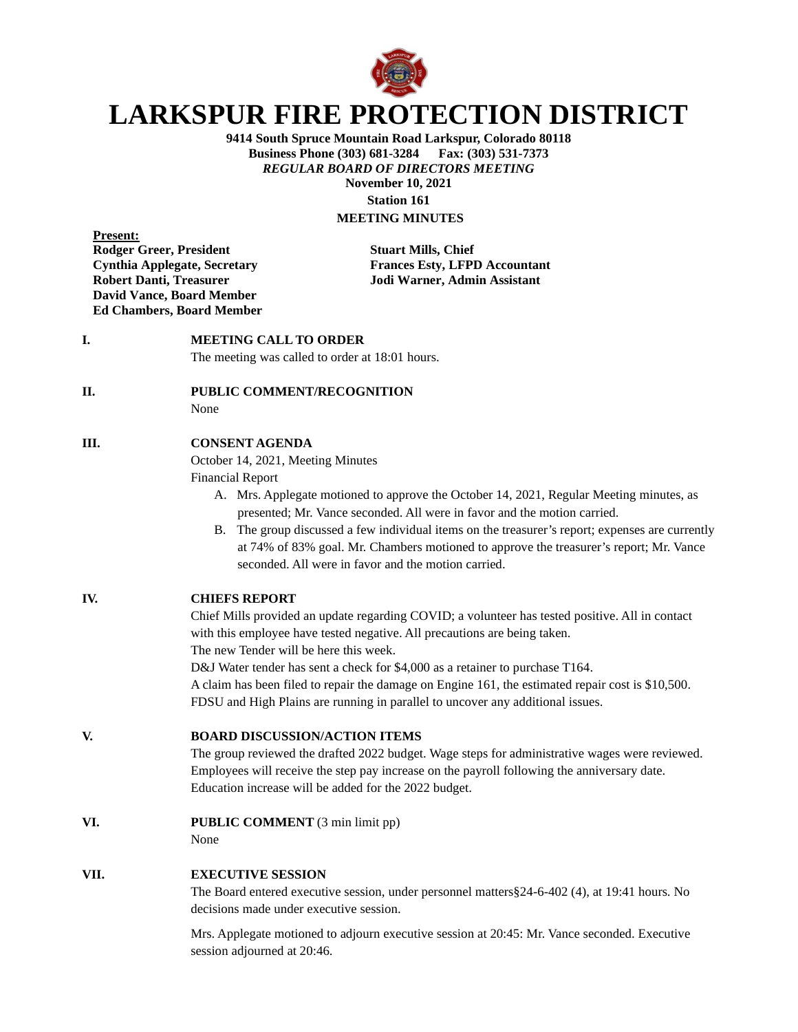# LARKSPUR FIRE PROTECTION DISTRICT

**9414 South Spruce Mountain Road Larkspur, Colorado 80118**
**Business Phone (303) 681-3284 Fax: (303) 531-7373**
***REGULAR BOARD OF DIRECTORS MEETING***
**November 10, 2021**
**Station 161**
**MEETING MINUTES**

**Present:**

**Rodger Greer, President**
**Cynthia Applegate, Secretary**
**Robert Danti, Treasurer**
**David Vance, Board Member**
**Ed Chambers, Board Member**

**Stuart Mills, Chief**
**Frances Esty, LFPD Accountant**
**Jodi Warner, Admin Assistant**

**I. MEETING CALL TO ORDER**

The meeting was called to order at 18:01 hours.

**II. PUBLIC COMMENT/RECOGNITION**

None

**III. CONSENT AGENDA**

October 14, 2021, Meeting Minutes
Financial Report

A. Mrs. Applegate motioned to approve the October 14, 2021, Regular Meeting minutes, as presented; Mr. Vance seconded. All were in favor and the motion carried.
B. The group discussed a few individual items on the treasurer's report; expenses are currently at 74% of 83% goal. Mr. Chambers motioned to approve the treasurer's report; Mr. Vance seconded. All were in favor and the motion carried.

**IV. CHIEFS REPORT**

Chief Mills provided an update regarding COVID; a volunteer has tested positive. All in contact with this employee have tested negative. All precautions are being taken.
The new Tender will be here this week.
D&J Water tender has sent a check for $4,000 as a retainer to purchase T164.
A claim has been filed to repair the damage on Engine 161, the estimated repair cost is $10,500.
FDSU and High Plains are running in parallel to uncover any additional issues.

**V. BOARD DISCUSSION/ACTION ITEMS**

The group reviewed the drafted 2022 budget. Wage steps for administrative wages were reviewed. Employees will receive the step pay increase on the payroll following the anniversary date. Education increase will be added for the 2022 budget.

**VI. PUBLIC COMMENT** (3 min limit pp)

None

**VII. EXECUTIVE SESSION**

The Board entered executive session, under personnel matters§24-6-402 (4), at 19:41 hours. No decisions made under executive session.

Mrs. Applegate motioned to adjourn executive session at 20:45: Mr. Vance seconded. Executive session adjourned at 20:46.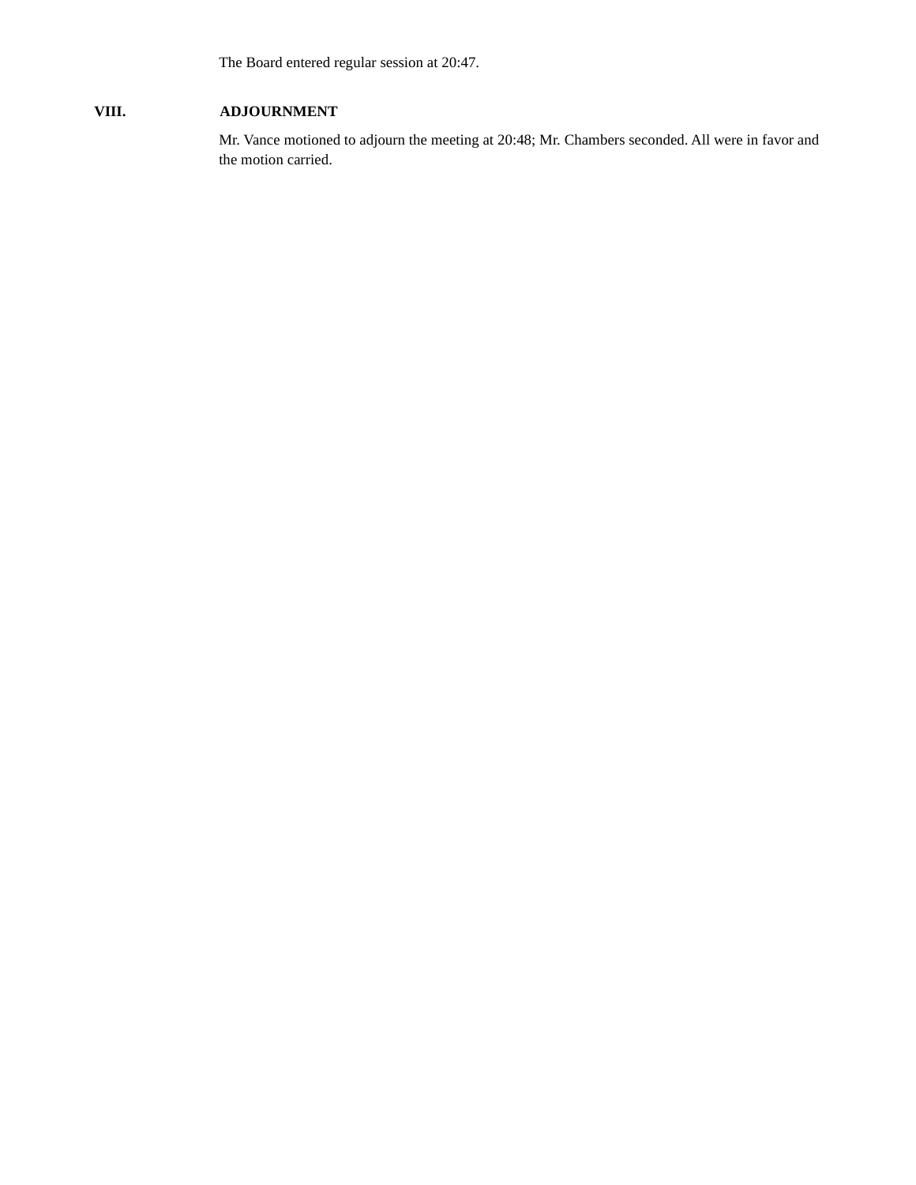The Board entered regular session at 20:47.

## VIII. ADJOURNMENT

Mr. Vance motioned to adjourn the meeting at 20:48; Mr. Chambers seconded. All were in favor and the motion carried.